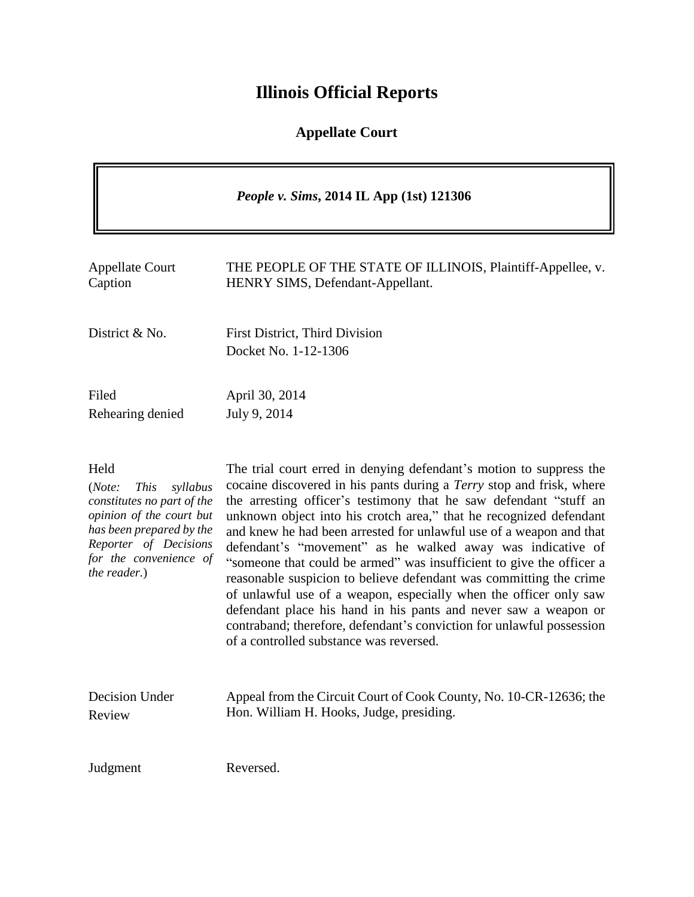# Illinois Official Reports

## Appellate Court

***People v. Sims*, 2014 IL App (1st) 121306**

| | |
|---|---|
| Appellate Court Caption | THE PEOPLE OF THE STATE OF ILLINOIS, Plaintiff-Appellee, v. HENRY SIMS, Defendant-Appellant. |
| District & No. | First District, Third Division<br>Docket No. 1-12-1306 |
| Filed<br>Rehearing denied | April 30, 2014<br>July 9, 2014 |
| Held<br>(*Note: This syllabus constitutes no part of the opinion of the court but has been prepared by the Reporter of Decisions for the convenience of the reader.*) | The trial court erred in denying defendant's motion to suppress the cocaine discovered in his pants during a *Terry* stop and frisk, where the arresting officer's testimony that he saw defendant "stuff an unknown object into his crotch area," that he recognized defendant and knew he had been arrested for unlawful use of a weapon and that defendant's "movement" as he walked away was indicative of "someone that could be armed" was insufficient to give the officer a reasonable suspicion to believe defendant was committing the crime of unlawful use of a weapon, especially when the officer only saw defendant place his hand in his pants and never saw a weapon or contraband; therefore, defendant's conviction for unlawful possession of a controlled substance was reversed. |
| Decision Under Review | Appeal from the Circuit Court of Cook County, No. 10-CR-12636; the Hon. William H. Hooks, Judge, presiding. |
| Judgment | Reversed. |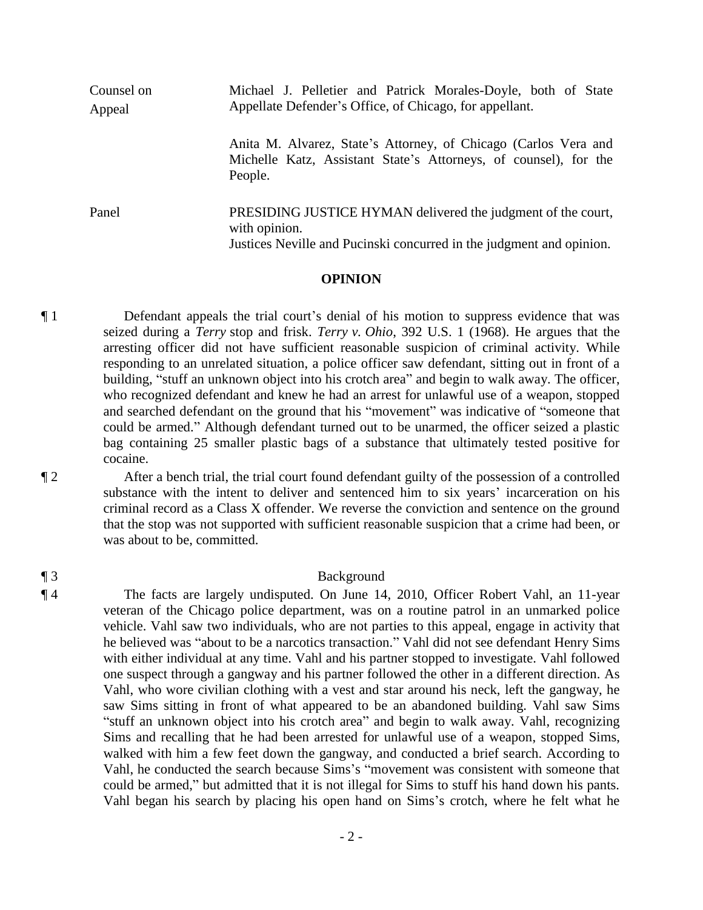| | |
|---|---|
| Counsel on Appeal | Michael J. Pelletier and Patrick Morales-Doyle, both of State Appellate Defender's Office, of Chicago, for appellant. |
| | Anita M. Alvarez, State's Attorney, of Chicago (Carlos Vera and Michelle Katz, Assistant State's Attorneys, of counsel), for the People. |
| Panel | PRESIDING JUSTICE HYMAN delivered the judgment of the court, with opinion.<br>Justices Neville and Pucinski concurred in the judgment and opinion. |

## OPINION

¶ 1 Defendant appeals the trial court's denial of his motion to suppress evidence that was seized during a *Terry* stop and frisk. *Terry v. Ohio*, 392 U.S. 1 (1968). He argues that the arresting officer did not have sufficient reasonable suspicion of criminal activity. While responding to an unrelated situation, a police officer saw defendant, sitting out in front of a building, "stuff an unknown object into his crotch area" and begin to walk away. The officer, who recognized defendant and knew he had an arrest for unlawful use of a weapon, stopped and searched defendant on the ground that his "movement" was indicative of "someone that could be armed." Although defendant turned out to be unarmed, the officer seized a plastic bag containing 25 smaller plastic bags of a substance that ultimately tested positive for cocaine.

¶ 2 After a bench trial, the trial court found defendant guilty of the possession of a controlled substance with the intent to deliver and sentenced him to six years' incarceration on his criminal record as a Class X offender. We reverse the conviction and sentence on the ground that the stop was not supported with sufficient reasonable suspicion that a crime had been, or was about to be, committed.

## ¶ 3 Background

¶ 4 The facts are largely undisputed. On June 14, 2010, Officer Robert Vahl, an 11-year veteran of the Chicago police department, was on a routine patrol in an unmarked police vehicle. Vahl saw two individuals, who are not parties to this appeal, engage in activity that he believed was "about to be a narcotics transaction." Vahl did not see defendant Henry Sims with either individual at any time. Vahl and his partner stopped to investigate. Vahl followed one suspect through a gangway and his partner followed the other in a different direction. As Vahl, who wore civilian clothing with a vest and star around his neck, left the gangway, he saw Sims sitting in front of what appeared to be an abandoned building. Vahl saw Sims "stuff an unknown object into his crotch area" and begin to walk away. Vahl, recognizing Sims and recalling that he had been arrested for unlawful use of a weapon, stopped Sims, walked with him a few feet down the gangway, and conducted a brief search. According to Vahl, he conducted the search because Sims's "movement was consistent with someone that could be armed," but admitted that it is not illegal for Sims to stuff his hand down his pants. Vahl began his search by placing his open hand on Sims's crotch, where he felt what he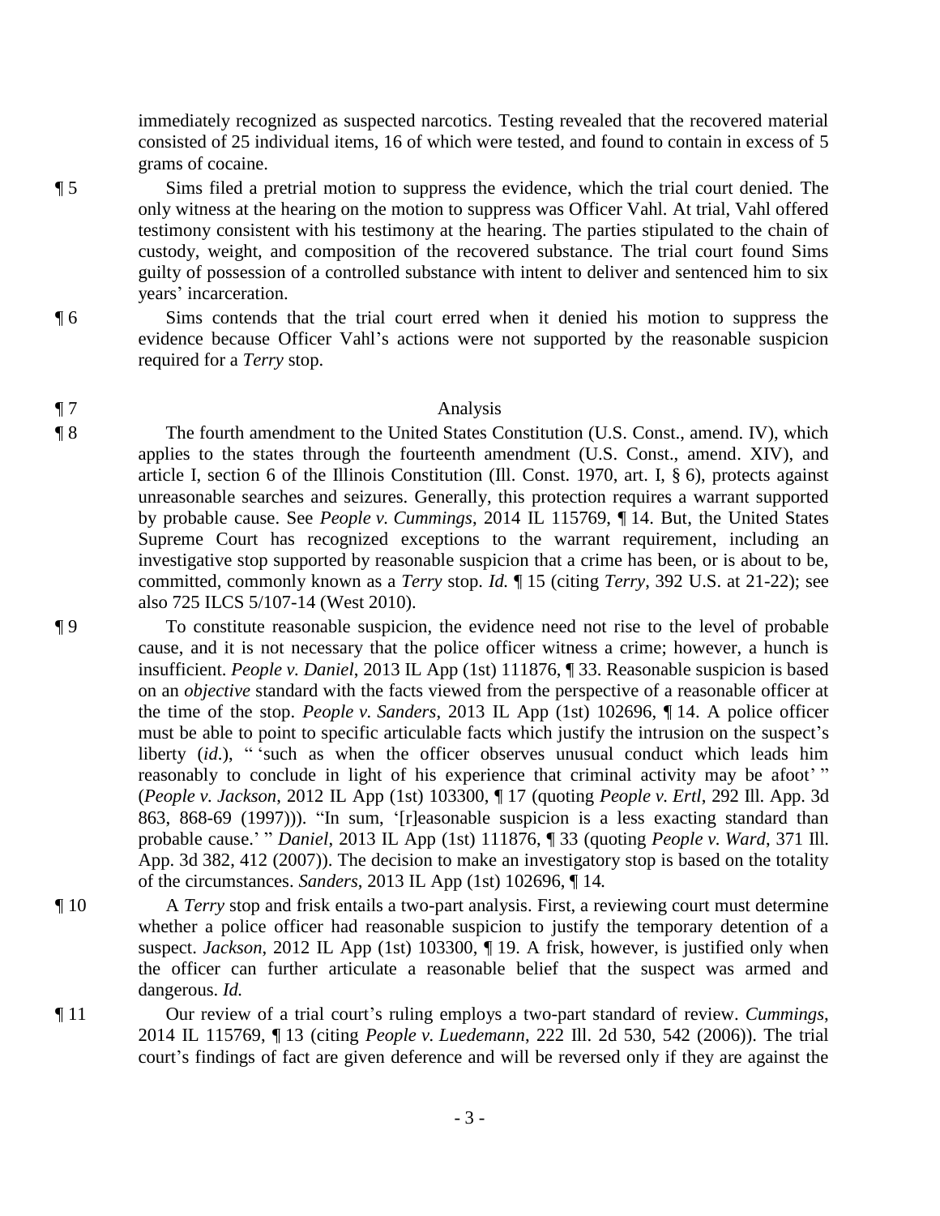immediately recognized as suspected narcotics. Testing revealed that the recovered material consisted of 25 individual items, 16 of which were tested, and found to contain in excess of 5 grams of cocaine.

¶ 5 Sims filed a pretrial motion to suppress the evidence, which the trial court denied. The only witness at the hearing on the motion to suppress was Officer Vahl. At trial, Vahl offered testimony consistent with his testimony at the hearing. The parties stipulated to the chain of custody, weight, and composition of the recovered substance. The trial court found Sims guilty of possession of a controlled substance with intent to deliver and sentenced him to six years' incarceration.

¶ 6 Sims contends that the trial court erred when it denied his motion to suppress the evidence because Officer Vahl's actions were not supported by the reasonable suspicion required for a *Terry* stop.

## ¶ 7 Analysis

¶ 8 The fourth amendment to the United States Constitution (U.S. Const., amend. IV), which applies to the states through the fourteenth amendment (U.S. Const., amend. XIV), and article I, section 6 of the Illinois Constitution (Ill. Const. 1970, art. I, § 6), protects against unreasonable searches and seizures. Generally, this protection requires a warrant supported by probable cause. See *People v. Cummings*, 2014 IL 115769, ¶ 14. But, the United States Supreme Court has recognized exceptions to the warrant requirement, including an investigative stop supported by reasonable suspicion that a crime has been, or is about to be, committed, commonly known as a *Terry* stop. *Id.* ¶ 15 (citing *Terry*, 392 U.S. at 21-22); see also 725 ILCS 5/107-14 (West 2010).

¶ 9 To constitute reasonable suspicion, the evidence need not rise to the level of probable cause, and it is not necessary that the police officer witness a crime; however, a hunch is insufficient. *People v. Daniel*, 2013 IL App (1st) 111876, ¶ 33. Reasonable suspicion is based on an *objective* standard with the facts viewed from the perspective of a reasonable officer at the time of the stop. *People v. Sanders*, 2013 IL App (1st) 102696, ¶ 14. A police officer must be able to point to specific articulable facts which justify the intrusion on the suspect's liberty (*id.*), " 'such as when the officer observes unusual conduct which leads him reasonably to conclude in light of his experience that criminal activity may be afoot' " (*People v. Jackson*, 2012 IL App (1st) 103300, ¶ 17 (quoting *People v. Ertl*, 292 Ill. App. 3d 863, 868-69 (1997))). "In sum, '[r]easonable suspicion is a less exacting standard than probable cause.' " *Daniel*, 2013 IL App (1st) 111876, ¶ 33 (quoting *People v. Ward*, 371 Ill. App. 3d 382, 412 (2007)). The decision to make an investigatory stop is based on the totality of the circumstances. *Sanders*, 2013 IL App (1st) 102696, ¶ 14.

¶ 10 A *Terry* stop and frisk entails a two-part analysis. First, a reviewing court must determine whether a police officer had reasonable suspicion to justify the temporary detention of a suspect. *Jackson*, 2012 IL App (1st) 103300, ¶ 19. A frisk, however, is justified only when the officer can further articulate a reasonable belief that the suspect was armed and dangerous. *Id.*

¶ 11 Our review of a trial court's ruling employs a two-part standard of review. *Cummings*, 2014 IL 115769, ¶ 13 (citing *People v. Luedemann*, 222 Ill. 2d 530, 542 (2006)). The trial court's findings of fact are given deference and will be reversed only if they are against the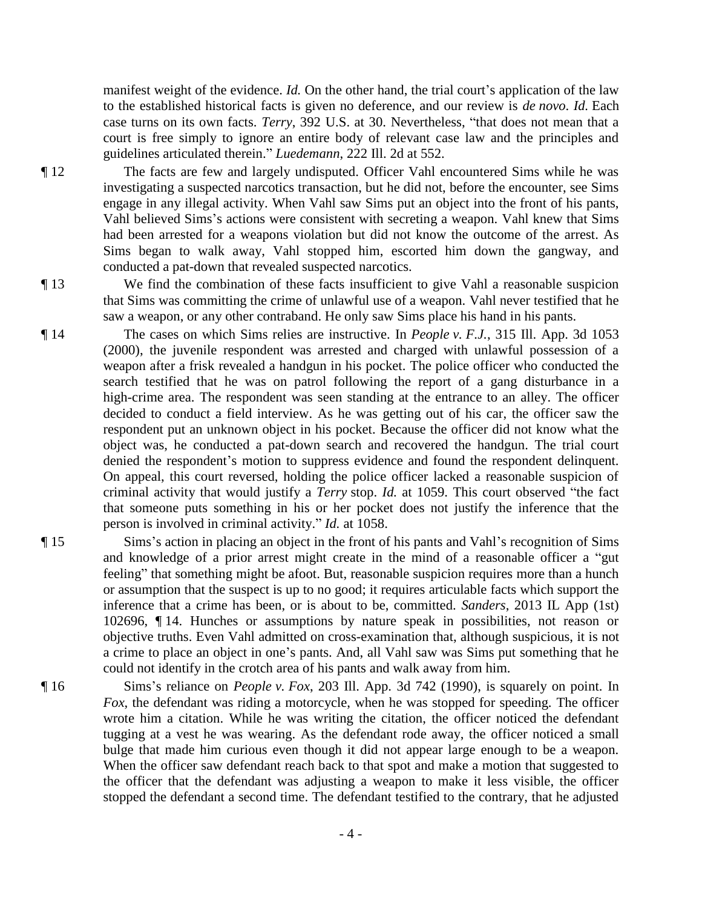manifest weight of the evidence. *Id.* On the other hand, the trial court's application of the law to the established historical facts is given no deference, and our review is *de novo*. *Id.* Each case turns on its own facts. *Terry*, 392 U.S. at 30. Nevertheless, "that does not mean that a court is free simply to ignore an entire body of relevant case law and the principles and guidelines articulated therein." *Luedemann*, 222 Ill. 2d at 552.

¶ 12 The facts are few and largely undisputed. Officer Vahl encountered Sims while he was investigating a suspected narcotics transaction, but he did not, before the encounter, see Sims engage in any illegal activity. When Vahl saw Sims put an object into the front of his pants, Vahl believed Sims's actions were consistent with secreting a weapon. Vahl knew that Sims had been arrested for a weapons violation but did not know the outcome of the arrest. As Sims began to walk away, Vahl stopped him, escorted him down the gangway, and conducted a pat-down that revealed suspected narcotics.

¶ 13 We find the combination of these facts insufficient to give Vahl a reasonable suspicion that Sims was committing the crime of unlawful use of a weapon. Vahl never testified that he saw a weapon, or any other contraband. He only saw Sims place his hand in his pants.

¶ 14 The cases on which Sims relies are instructive. In *People v. F.J.*, 315 Ill. App. 3d 1053 (2000), the juvenile respondent was arrested and charged with unlawful possession of a weapon after a frisk revealed a handgun in his pocket. The police officer who conducted the search testified that he was on patrol following the report of a gang disturbance in a high-crime area. The respondent was seen standing at the entrance to an alley. The officer decided to conduct a field interview. As he was getting out of his car, the officer saw the respondent put an unknown object in his pocket. Because the officer did not know what the object was, he conducted a pat-down search and recovered the handgun. The trial court denied the respondent's motion to suppress evidence and found the respondent delinquent. On appeal, this court reversed, holding the police officer lacked a reasonable suspicion of criminal activity that would justify a *Terry* stop. *Id.* at 1059. This court observed "the fact that someone puts something in his or her pocket does not justify the inference that the person is involved in criminal activity." *Id.* at 1058.

¶ 15 Sims's action in placing an object in the front of his pants and Vahl's recognition of Sims and knowledge of a prior arrest might create in the mind of a reasonable officer a "gut feeling" that something might be afoot. But, reasonable suspicion requires more than a hunch or assumption that the suspect is up to no good; it requires articulable facts which support the inference that a crime has been, or is about to be, committed. *Sanders*, 2013 IL App (1st) 102696, ¶ 14. Hunches or assumptions by nature speak in possibilities, not reason or objective truths. Even Vahl admitted on cross-examination that, although suspicious, it is not a crime to place an object in one's pants. And, all Vahl saw was Sims put something that he could not identify in the crotch area of his pants and walk away from him.

¶ 16 Sims's reliance on *People v. Fox*, 203 Ill. App. 3d 742 (1990), is squarely on point. In *Fox*, the defendant was riding a motorcycle, when he was stopped for speeding. The officer wrote him a citation. While he was writing the citation, the officer noticed the defendant tugging at a vest he was wearing. As the defendant rode away, the officer noticed a small bulge that made him curious even though it did not appear large enough to be a weapon. When the officer saw defendant reach back to that spot and make a motion that suggested to the officer that the defendant was adjusting a weapon to make it less visible, the officer stopped the defendant a second time. The defendant testified to the contrary, that he adjusted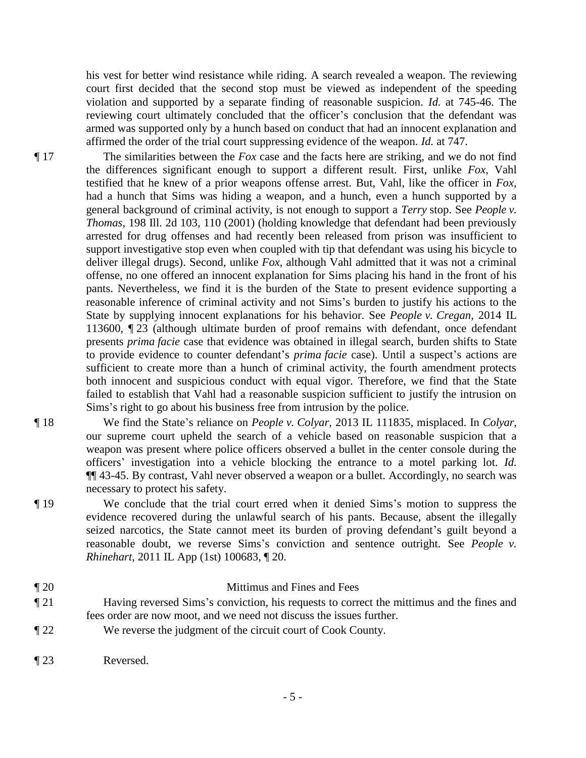his vest for better wind resistance while riding. A search revealed a weapon. The reviewing court first decided that the second stop must be viewed as independent of the speeding violation and supported by a separate finding of reasonable suspicion. *Id.* at 745-46. The reviewing court ultimately concluded that the officer's conclusion that the defendant was armed was supported only by a hunch based on conduct that had an innocent explanation and affirmed the order of the trial court suppressing evidence of the weapon. *Id.* at 747.

¶ 17 The similarities between the *Fox* case and the facts here are striking, and we do not find the differences significant enough to support a different result. First, unlike *Fox*, Vahl testified that he knew of a prior weapons offense arrest. But, Vahl, like the officer in *Fox*, had a hunch that Sims was hiding a weapon, and a hunch, even a hunch supported by a general background of criminal activity, is not enough to support a *Terry* stop. See *People v. Thomas*, 198 Ill. 2d 103, 110 (2001) (holding knowledge that defendant had been previously arrested for drug offenses and had recently been released from prison was insufficient to support investigative stop even when coupled with tip that defendant was using his bicycle to deliver illegal drugs). Second, unlike *Fox*, although Vahl admitted that it was not a criminal offense, no one offered an innocent explanation for Sims placing his hand in the front of his pants. Nevertheless, we find it is the burden of the State to present evidence supporting a reasonable inference of criminal activity and not Sims's burden to justify his actions to the State by supplying innocent explanations for his behavior. See *People v. Cregan*, 2014 IL 113600, ¶ 23 (although ultimate burden of proof remains with defendant, once defendant presents *prima facie* case that evidence was obtained in illegal search, burden shifts to State to provide evidence to counter defendant's *prima facie* case). Until a suspect's actions are sufficient to create more than a hunch of criminal activity, the fourth amendment protects both innocent and suspicious conduct with equal vigor. Therefore, we find that the State failed to establish that Vahl had a reasonable suspicion sufficient to justify the intrusion on Sims's right to go about his business free from intrusion by the police.

¶ 18 We find the State's reliance on *People v. Colyar*, 2013 IL 111835, misplaced. In *Colyar*, our supreme court upheld the search of a vehicle based on reasonable suspicion that a weapon was present where police officers observed a bullet in the center console during the officers' investigation into a vehicle blocking the entrance to a motel parking lot. *Id.* ¶¶ 43-45. By contrast, Vahl never observed a weapon or a bullet. Accordingly, no search was necessary to protect his safety.

¶ 19 We conclude that the trial court erred when it denied Sims's motion to suppress the evidence recovered during the unlawful search of his pants. Because, absent the illegally seized narcotics, the State cannot meet its burden of proving defendant's guilt beyond a reasonable doubt, we reverse Sims's conviction and sentence outright. See *People v. Rhinehart*, 2011 IL App (1st) 100683, ¶ 20.

¶ 20 Mittimus and Fines and Fees

¶ 21 Having reversed Sims's conviction, his requests to correct the mittimus and the fines and fees order are now moot, and we need not discuss the issues further.

¶ 22 We reverse the judgment of the circuit court of Cook County.

¶ 23 Reversed.